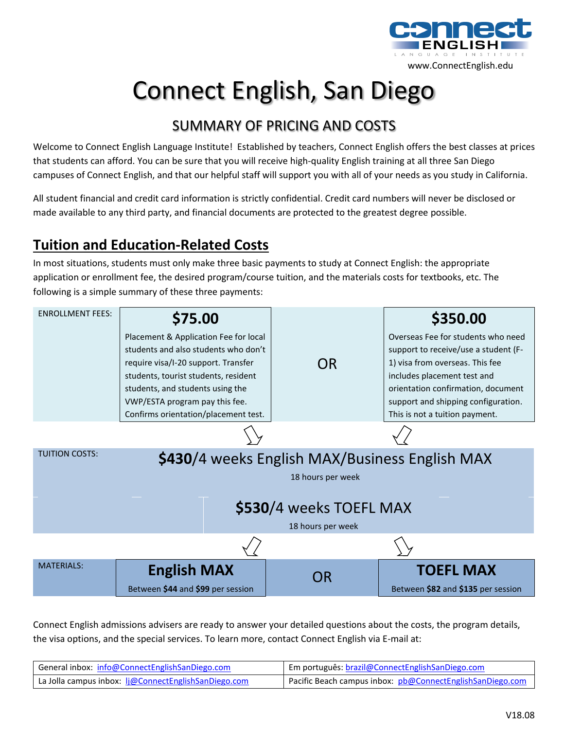www.ConnectEnglish.edu

# Connect English, San Diego

## SUMMARY OF PRICING AND COSTS

Welcome to Connect English Language Institute! Established by teachers, Connect English offers the best classes at prices that students can afford. You can be sure that you will receive high-quality English training at all three San Diego campuses of Connect English, and that our helpful staff will support you with all of your needs as you study in California.

All student financial and credit card information is strictly confidential. Credit card numbers will never be disclosed or made available to any third party, and financial documents are protected to the greatest degree possible.

## Tuition and Education-Related Costs

In most situations, students must only make three basic payments to study at Connect English: the appropriate application or enrollment fee, the desired program/course tuition, and the materials costs for textbooks, etc. The following is a simple summary of these three payments:

| | | | |
|---|---|---|---|
| ENROLLMENT FEES: | **$75.00** Placement & Application Fee for local students and also students who don't require visa/I-20 support. Transfer students, tourist students, resident students, and students using the VWP/ESTA program pay this fee. Confirms orientation/placement test. | OR | **$350.00** Overseas Fee for students who need support to receive/use a student (F-1) visa from overseas. This fee includes placement test and orientation confirmation, document support and shipping configuration. This is not a tuition payment. |
| TUITION COSTS: | **$430**/4 weeks English MAX/Business English MAX (18 hours per week) | | **$530**/4 weeks TOEFL MAX (18 hours per week) |
| MATERIALS: | **English MAX** Between **$44** and **$99** per session | OR | **TOEFL MAX** Between **$82** and **$135** per session |

Connect English admissions advisers are ready to answer your detailed questions about the costs, the program details, the visa options, and the special services. To learn more, contact Connect English via E-mail at:

| | |
|---|---|
| General inbox: info@ConnectEnglishSanDiego.com | Em português: brazil@ConnectEnglishSanDiego.com |
| La Jolla campus inbox: lj@ConnectEnglishSanDiego.com | Pacific Beach campus inbox: pb@ConnectEnglishSanDiego.com |

V18.08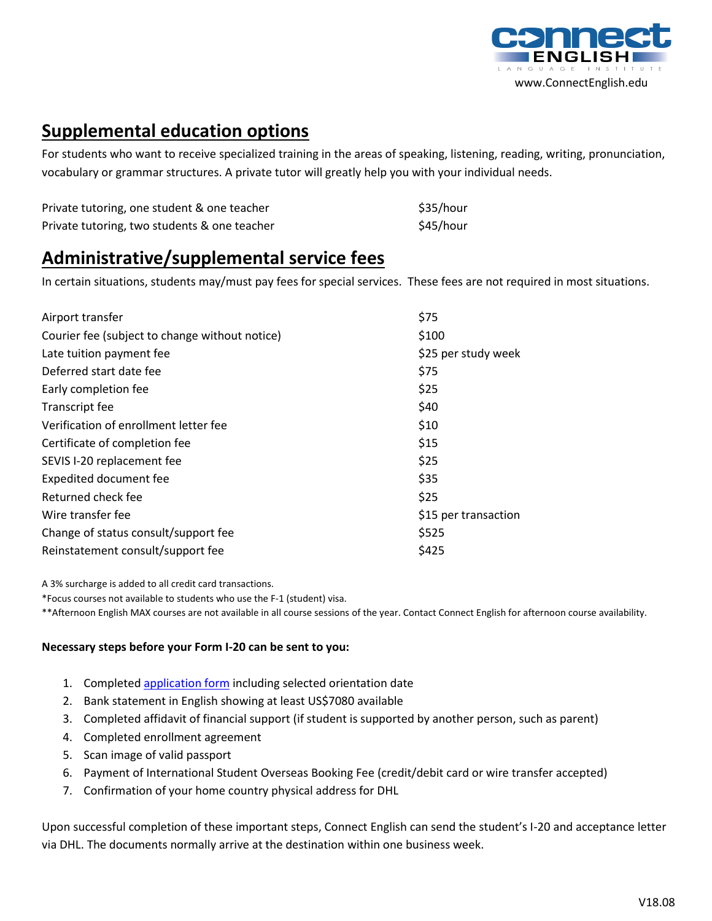## Supplemental education options

For students who want to receive specialized training in the areas of speaking, listening, reading, writing, pronunciation, vocabulary or grammar structures. A private tutor will greatly help you with your individual needs.

| | |
|---|---|
| Private tutoring, one student & one teacher | $35/hour |
| Private tutoring, two students & one teacher | $45/hour |

## Administrative/supplemental service fees

In certain situations, students may/must pay fees for special services. These fees are not required in most situations.

| | |
|---|---|
| Airport transfer | $75 |
| Courier fee (subject to change without notice) | $100 |
| Late tuition payment fee | $25 per study week |
| Deferred start date fee | $75 |
| Early completion fee | $25 |
| Transcript fee | $40 |
| Verification of enrollment letter fee | $10 |
| Certificate of completion fee | $15 |
| SEVIS I-20 replacement fee | $25 |
| Expedited document fee | $35 |
| Returned check fee | $25 |
| Wire transfer fee | $15 per transaction |
| Change of status consult/support fee | $525 |
| Reinstatement consult/support fee | $425 |

A 3% surcharge is added to all credit card transactions.

*Focus courses not available to students who use the F-1 (student) visa.

**Afternoon English MAX courses are not available in all course sessions of the year. Contact Connect English for afternoon course availability.

**Necessary steps before your Form I-20 can be sent to you:**

1. Completed application form including selected orientation date
2. Bank statement in English showing at least US$7080 available
3. Completed affidavit of financial support (if student is supported by another person, such as parent)
4. Completed enrollment agreement
5. Scan image of valid passport
6. Payment of International Student Overseas Booking Fee (credit/debit card or wire transfer accepted)
7. Confirmation of your home country physical address for DHL

Upon successful completion of these important steps, Connect English can send the student's I-20 and acceptance letter via DHL. The documents normally arrive at the destination within one business week.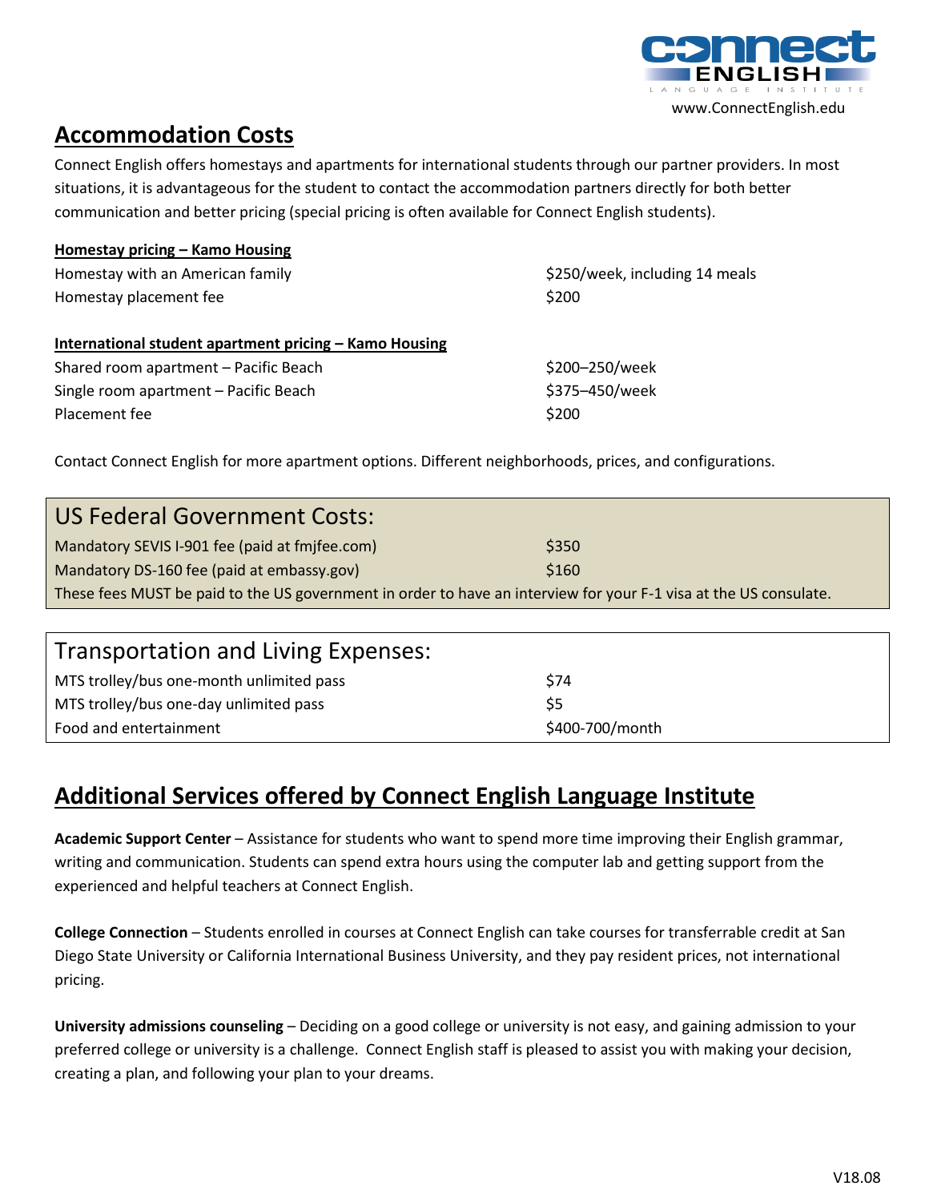www.ConnectEnglish.edu

## Accommodation Costs

Connect English offers homestays and apartments for international students through our partner providers. In most situations, it is advantageous for the student to contact the accommodation partners directly for both better communication and better pricing (special pricing is often available for Connect English students).

**Homestay pricing – Kamo Housing**

| | |
|---|---|
| Homestay with an American family | $250/week, including 14 meals |
| Homestay placement fee | $200 |

**International student apartment pricing – Kamo Housing**

| | |
|---|---|
| Shared room apartment – Pacific Beach | $200–250/week |
| Single room apartment – Pacific Beach | $375–450/week |
| Placement fee | $200 |

Contact Connect English for more apartment options. Different neighborhoods, prices, and configurations.

| US Federal Government Costs: | |
|---|---|
| Mandatory SEVIS I-901 fee (paid at fmjfee.com) | $350 |
| Mandatory DS-160 fee (paid at embassy.gov) | $160 |
| These fees MUST be paid to the US government in order to have an interview for your F-1 visa at the US consulate. | |

| Transportation and Living Expenses: | |
|---|---|
| MTS trolley/bus one-month unlimited pass | $74 |
| MTS trolley/bus one-day unlimited pass | $5 |
| Food and entertainment | $400-700/month |

## Additional Services offered by Connect English Language Institute

**Academic Support Center** – Assistance for students who want to spend more time improving their English grammar, writing and communication. Students can spend extra hours using the computer lab and getting support from the experienced and helpful teachers at Connect English.

**College Connection** – Students enrolled in courses at Connect English can take courses for transferrable credit at San Diego State University or California International Business University, and they pay resident prices, not international pricing.

**University admissions counseling** – Deciding on a good college or university is not easy, and gaining admission to your preferred college or university is a challenge. Connect English staff is pleased to assist you with making your decision, creating a plan, and following your plan to your dreams.

V18.08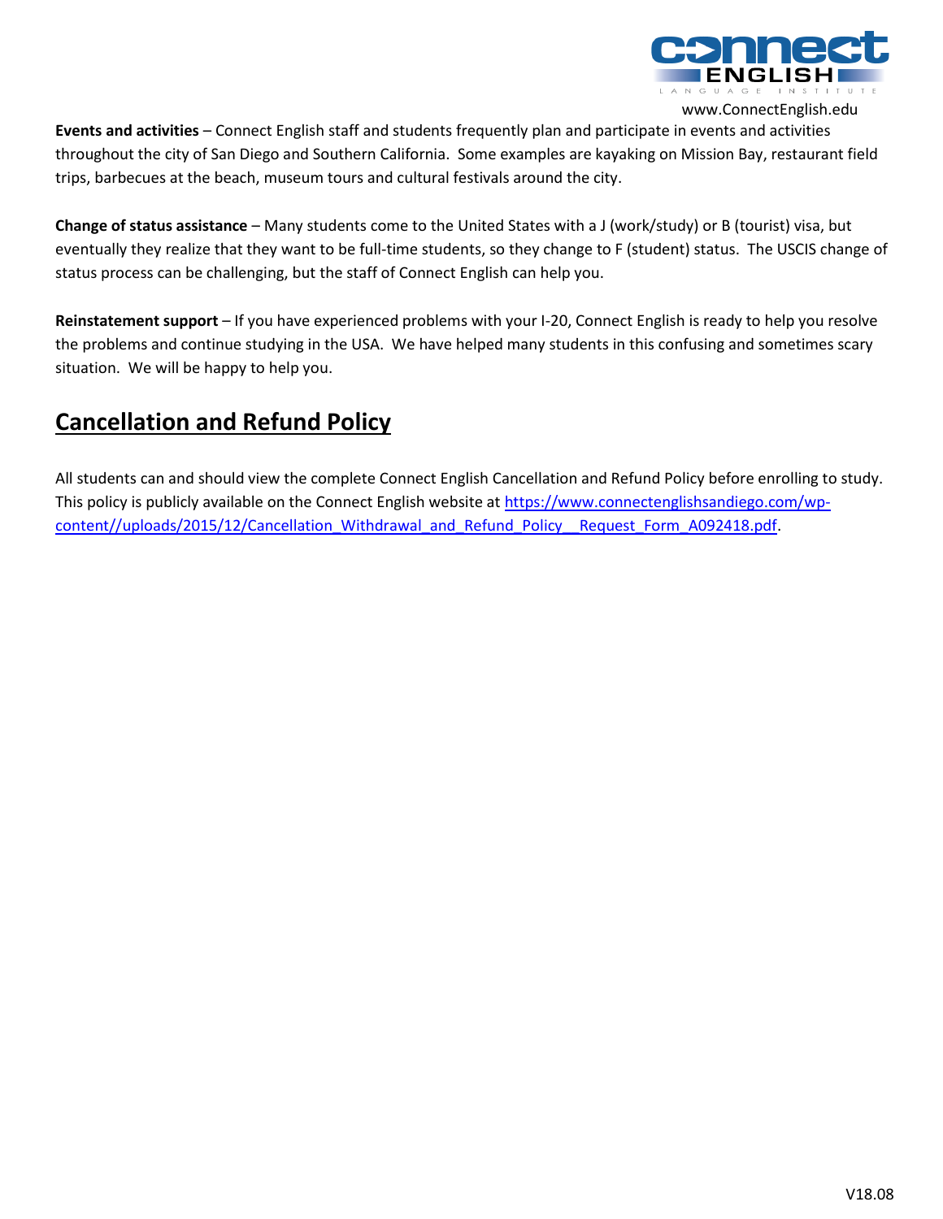**Events and activities** – Connect English staff and students frequently plan and participate in events and activities throughout the city of San Diego and Southern California. Some examples are kayaking on Mission Bay, restaurant field trips, barbecues at the beach, museum tours and cultural festivals around the city.

**Change of status assistance** – Many students come to the United States with a J (work/study) or B (tourist) visa, but eventually they realize that they want to be full-time students, so they change to F (student) status. The USCIS change of status process can be challenging, but the staff of Connect English can help you.

**Reinstatement support** – If you have experienced problems with your I-20, Connect English is ready to help you resolve the problems and continue studying in the USA. We have helped many students in this confusing and sometimes scary situation. We will be happy to help you.

## Cancellation and Refund Policy

All students can and should view the complete Connect English Cancellation and Refund Policy before enrolling to study. This policy is publicly available on the Connect English website at https://www.connectenglishsandiego.com/wp-content//uploads/2015/12/Cancellation_Withdrawal_and_Refund_Policy__Request_Form_A092418.pdf.